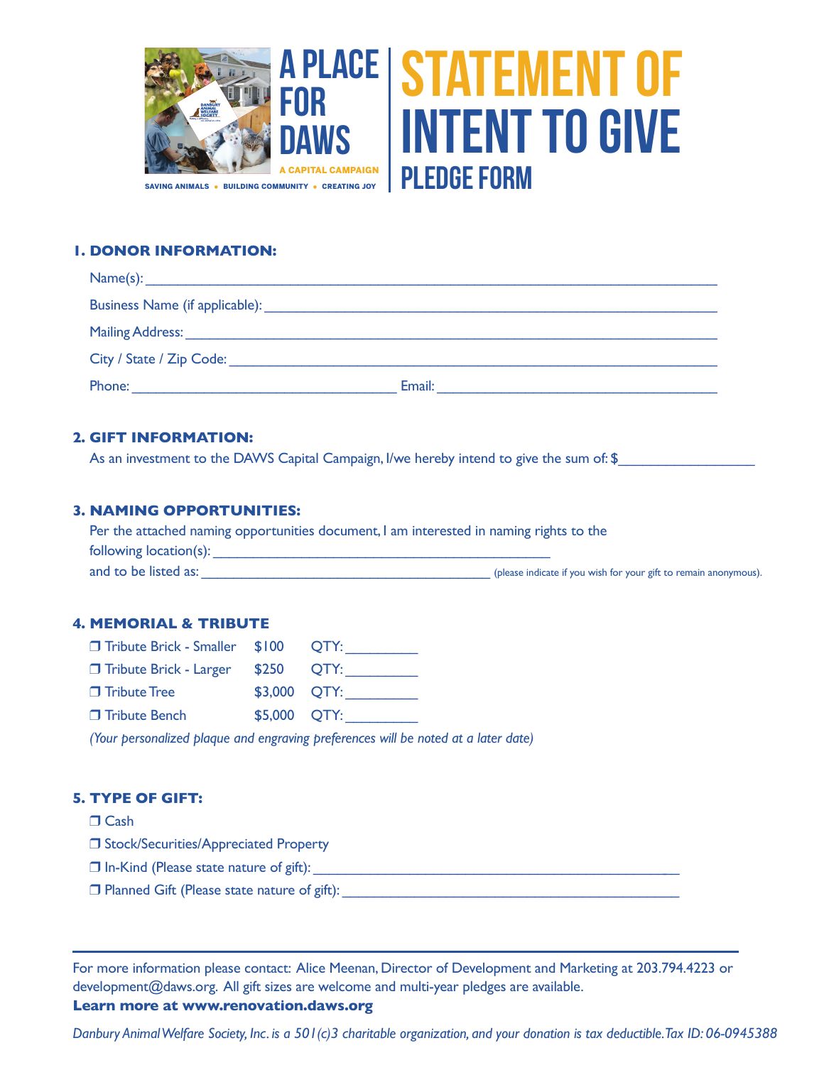A PLACE FOR DAWS

A CAPITAL CAMPAIGN

SAVING ANIMALS • BUILDING COMMUNITY • CREATING JOY

# STATEMENT OF INTENT TO GIVE

## PLEDGE FORM

### 1. DONOR INFORMATION:

Name(s): ____________________________________________

Business Name (if applicable): ____________________________________________

Mailing Address: ____________________________________________

City / State / Zip Code: ____________________________________________

Phone: ____________________ Email: ____________________

### 2. GIFT INFORMATION:

As an investment to the DAWS Capital Campaign, I/we hereby intend to give the sum of: $__________________

### 3. NAMING OPPORTUNITIES:

Per the attached naming opportunities document, I am interested in naming rights to the following location(s): ____________________________________________

and to be listed as: ________________________________________ (please indicate if you wish for your gift to remain anonymous).

### 4. MEMORIAL & TRIBUTE

- ❐ Tribute Brick - Smaller $100 QTY: __________
- ❐ Tribute Brick - Larger $250 QTY: __________
- ❐ Tribute Tree $3,000 QTY: __________
- ❐ Tribute Bench $5,000 QTY: __________

*(Your personalized plaque and engraving preferences will be noted at a later date)*

### 5. TYPE OF GIFT:

- ❐ Cash
- ❐ Stock/Securities/Appreciated Property
- ❐ In-Kind (Please state nature of gift): ____________________________________________
- ❐ Planned Gift (Please state nature of gift): ____________________________________________

---

For more information please contact: Alice Meenan, Director of Development and Marketing at 203.794.4223 or development@daws.org. All gift sizes are welcome and multi-year pledges are available.

**Learn more at www.renovation.daws.org**

*Danbury Animal Welfare Society, Inc. is a 501(c)3 charitable organization, and your donation is tax deductible. Tax ID: 06-0945388*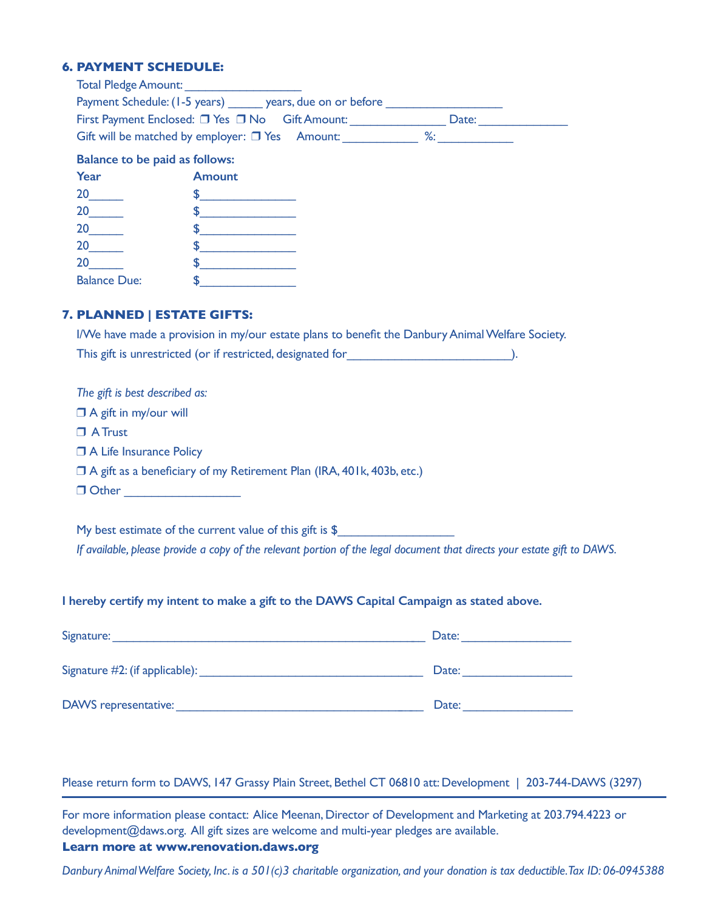### 6. PAYMENT SCHEDULE:

Total Pledge Amount: ___________________

Payment Schedule: (1-5 years) ______ years, due on or before ___________________

First Payment Enclosed: ❒ Yes ❒ No Gift Amount: ________________ Date: _______________

Gift will be matched by employer: ❒ Yes Amount: _____________ %: _____________

**Balance to be paid as follows:**

| Year | Amount |
|---|---|
| 20_____ | $_______________ |
| 20_____ | $_______________ |
| 20_____ | $_______________ |
| 20_____ | $_______________ |
| 20_____ | $_______________ |
| Balance Due: | $_______________ |

### 7. PLANNED | ESTATE GIFTS:

I/We have made a provision in my/our estate plans to benefit the Danbury Animal Welfare Society.

This gift is unrestricted (or if restricted, designated for__________________________).

*The gift is best described as:*

❒ A gift in my/our will

❒ A Trust

❒ A Life Insurance Policy

❒ A gift as a beneficiary of my Retirement Plan (IRA, 401k, 403b, etc.)

❒ Other ___________________

My best estimate of the current value of this gift is $___________________

*If available, please provide a copy of the relevant portion of the legal document that directs your estate gift to DAWS.*

**I hereby certify my intent to make a gift to the DAWS Capital Campaign as stated above.**

Signature: ___________________________________________________ Date: _________________

Signature #2: (if applicable): ____________________________________ Date: _________________

DAWS representative: ________________________________________ Date: _________________

Please return form to DAWS, 147 Grassy Plain Street, Bethel CT 06810 att: Development | 203-744-DAWS (3297)

For more information please contact: Alice Meenan, Director of Development and Marketing at 203.794.4223 or development@daws.org. All gift sizes are welcome and multi-year pledges are available.

**Learn more at www.renovation.daws.org**

*Danbury Animal Welfare Society, Inc. is a 501(c)3 charitable organization, and your donation is tax deductible. Tax ID: 06-0945388*